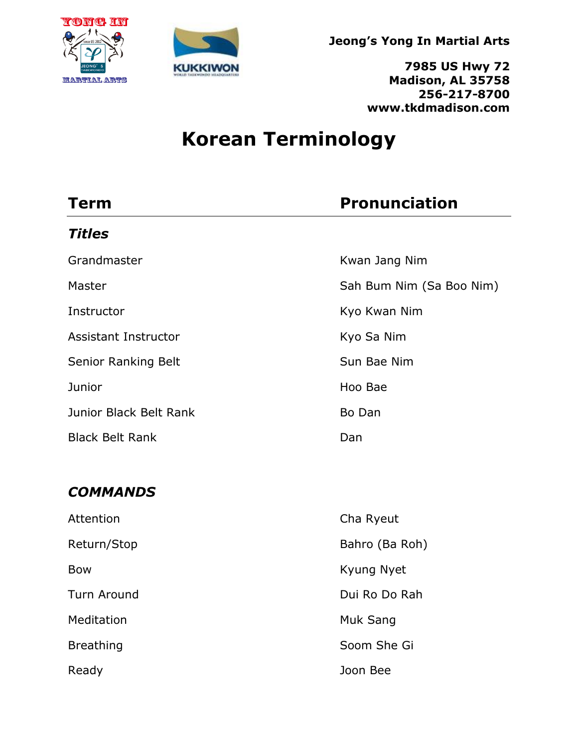**Jeong's Yong In Martial Arts**

**7985 US Hwy 72**
**Madison, AL 35758**
**256-217-8700**
**www.tkdmadison.com**

# Korean Terminology

| Term | Pronunciation |
|---|---|
| ***Titles*** | |
| Grandmaster | Kwan Jang Nim |
| Master | Sah Bum Nim (Sa Boo Nim) |
| Instructor | Kyo Kwan Nim |
| Assistant Instructor | Kyo Sa Nim |
| Senior Ranking Belt | Sun Bae Nim |
| Junior | Hoo Bae |
| Junior Black Belt Rank | Bo Dan |
| Black Belt Rank | Dan |
| ***COMMANDS*** | |
| Attention | Cha Ryeut |
| Return/Stop | Bahro (Ba Roh) |
| Bow | Kyung Nyet |
| Turn Around | Dui Ro Do Rah |
| Meditation | Muk Sang |
| Breathing | Soom She Gi |
| Ready | Joon Bee |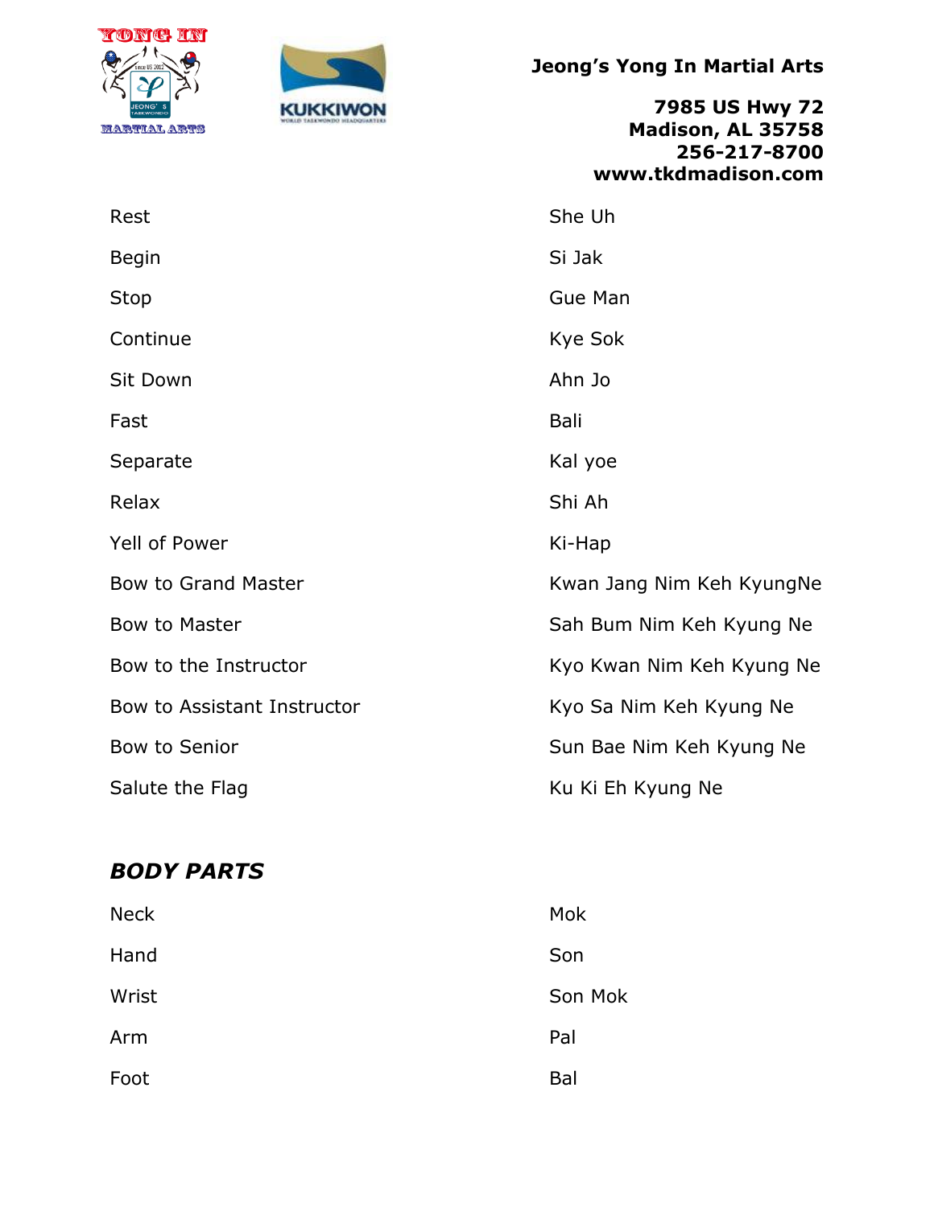**Jeong's Yong In Martial Arts**

**7985 US Hwy 72**
**Madison, AL 35758**
**256-217-8700**
**www.tkdmadison.com**

| | |
|---|---|
| Rest | She Uh |
| Begin | Si Jak |
| Stop | Gue Man |
| Continue | Kye Sok |
| Sit Down | Ahn Jo |
| Fast | Bali |
| Separate | Kal yoe |
| Relax | Shi Ah |
| Yell of Power | Ki-Hap |
| Bow to Grand Master | Kwan Jang Nim Keh KyungNe |
| Bow to Master | Sah Bum Nim Keh Kyung Ne |
| Bow to the Instructor | Kyo Kwan Nim Keh Kyung Ne |
| Bow to Assistant Instructor | Kyo Sa Nim Keh Kyung Ne |
| Bow to Senior | Sun Bae Nim Keh Kyung Ne |
| Salute the Flag | Ku Ki Eh Kyung Ne |

## *BODY PARTS*

| | |
|---|---|
| Neck | Mok |
| Hand | Son |
| Wrist | Son Mok |
| Arm | Pal |
| Foot | Bal |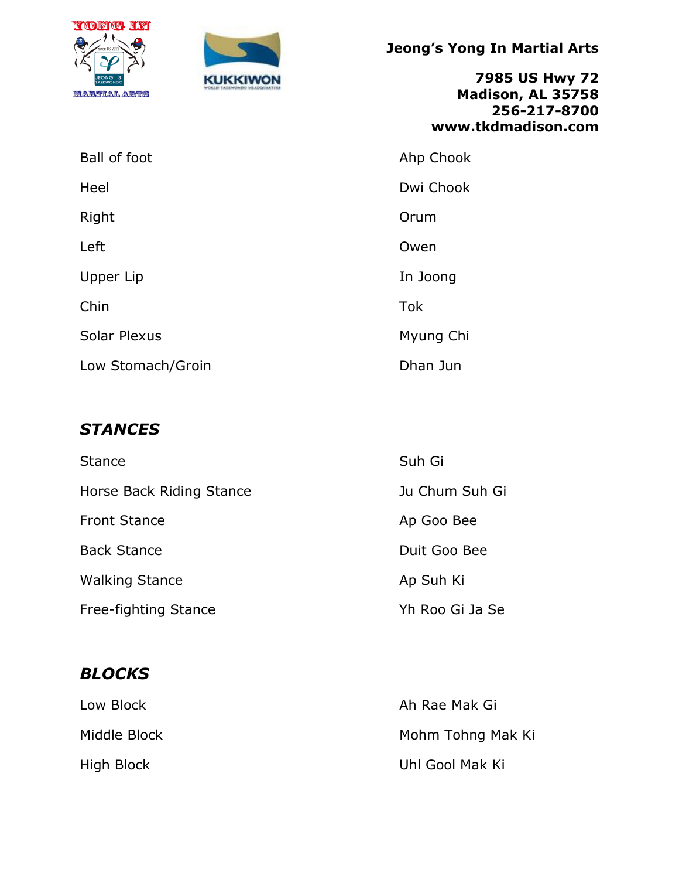**Jeong's Yong In Martial Arts**

**7985 US Hwy 72**
**Madison, AL 35758**
**256-217-8700**
**www.tkdmadison.com**

| | |
|---|---|
| Ball of foot | Ahp Chook |
| Heel | Dwi Chook |
| Right | Orum |
| Left | Owen |
| Upper Lip | In Joong |
| Chin | Tok |
| Solar Plexus | Myung Chi |
| Low Stomach/Groin | Dhan Jun |

## *STANCES*

| | |
|---|---|
| Stance | Suh Gi |
| Horse Back Riding Stance | Ju Chum Suh Gi |
| Front Stance | Ap Goo Bee |
| Back Stance | Duit Goo Bee |
| Walking Stance | Ap Suh Ki |
| Free-fighting Stance | Yh Roo Gi Ja Se |

## *BLOCKS*

| | |
|---|---|
| Low Block | Ah Rae Mak Gi |
| Middle Block | Mohm Tohng Mak Ki |
| High Block | Uhl Gool Mak Ki |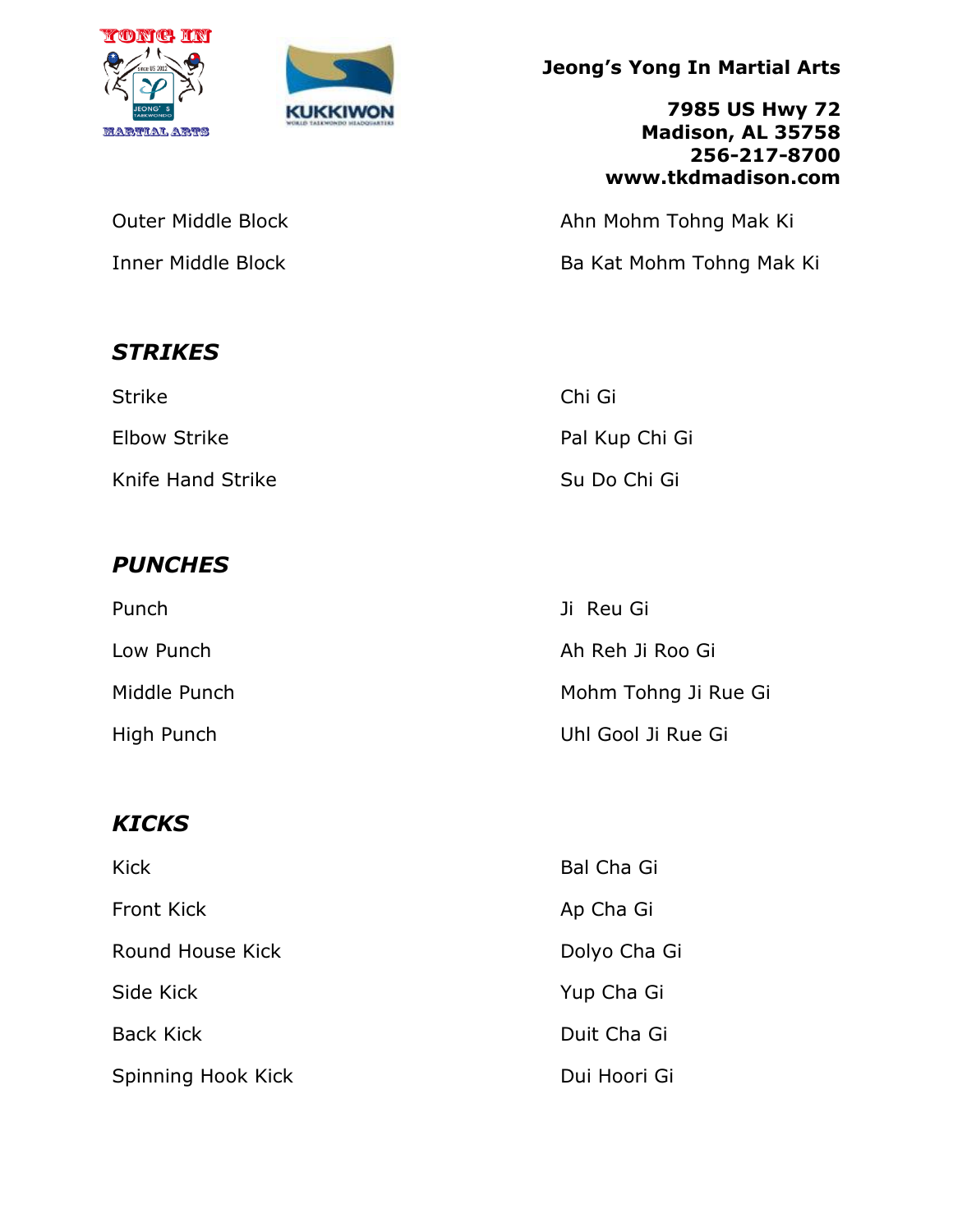Jeong's Yong In Martial Arts

7985 US Hwy 72
Madison, AL 35758
256-217-8700
www.tkdmadison.com

| | |
|---|---|
| Outer Middle Block | Ahn Mohm Tohng Mak Ki |
| Inner Middle Block | Ba Kat Mohm Tohng Mak Ki |

## *STRIKES*

| | |
|---|---|
| Strike | Chi Gi |
| Elbow Strike | Pal Kup Chi Gi |
| Knife Hand Strike | Su Do Chi Gi |

## *PUNCHES*

| | |
|---|---|
| Punch | Ji Reu Gi |
| Low Punch | Ah Reh Ji Roo Gi |
| Middle Punch | Mohm Tohng Ji Rue Gi |
| High Punch | Uhl Gool Ji Rue Gi |

## *KICKS*

| | |
|---|---|
| Kick | Bal Cha Gi |
| Front Kick | Ap Cha Gi |
| Round House Kick | Dolyo Cha Gi |
| Side Kick | Yup Cha Gi |
| Back Kick | Duit Cha Gi |
| Spinning Hook Kick | Dui Hoori Gi |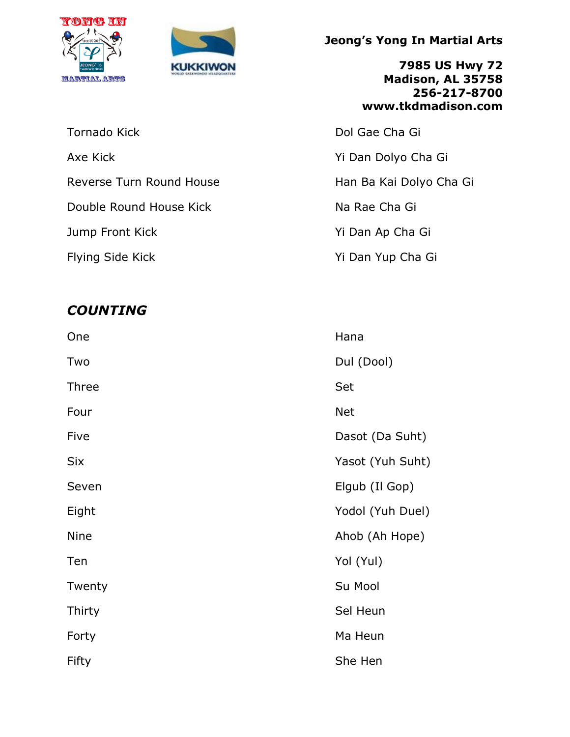**Jeong's Yong In Martial Arts**

**7985 US Hwy 72**
**Madison, AL 35758**
**256-217-8700**
**www.tkdmadison.com**

| | |
|---|---|
| Tornado Kick | Dol Gae Cha Gi |
| Axe Kick | Yi Dan Dolyo Cha Gi |
| Reverse Turn Round House | Han Ba Kai Dolyo Cha Gi |
| Double Round House Kick | Na Rae Cha Gi |
| Jump Front Kick | Yi Dan Ap Cha Gi |
| Flying Side Kick | Yi Dan Yup Cha Gi |

## *COUNTING*

| | |
|---|---|
| One | Hana |
| Two | Dul (Dool) |
| Three | Set |
| Four | Net |
| Five | Dasot (Da Suht) |
| Six | Yasot (Yuh Suht) |
| Seven | Elgub (Il Gop) |
| Eight | Yodol (Yuh Duel) |
| Nine | Ahob (Ah Hope) |
| Ten | Yol (Yul) |
| Twenty | Su Mool |
| Thirty | Sel Heun |
| Forty | Ma Heun |
| Fifty | She Hen |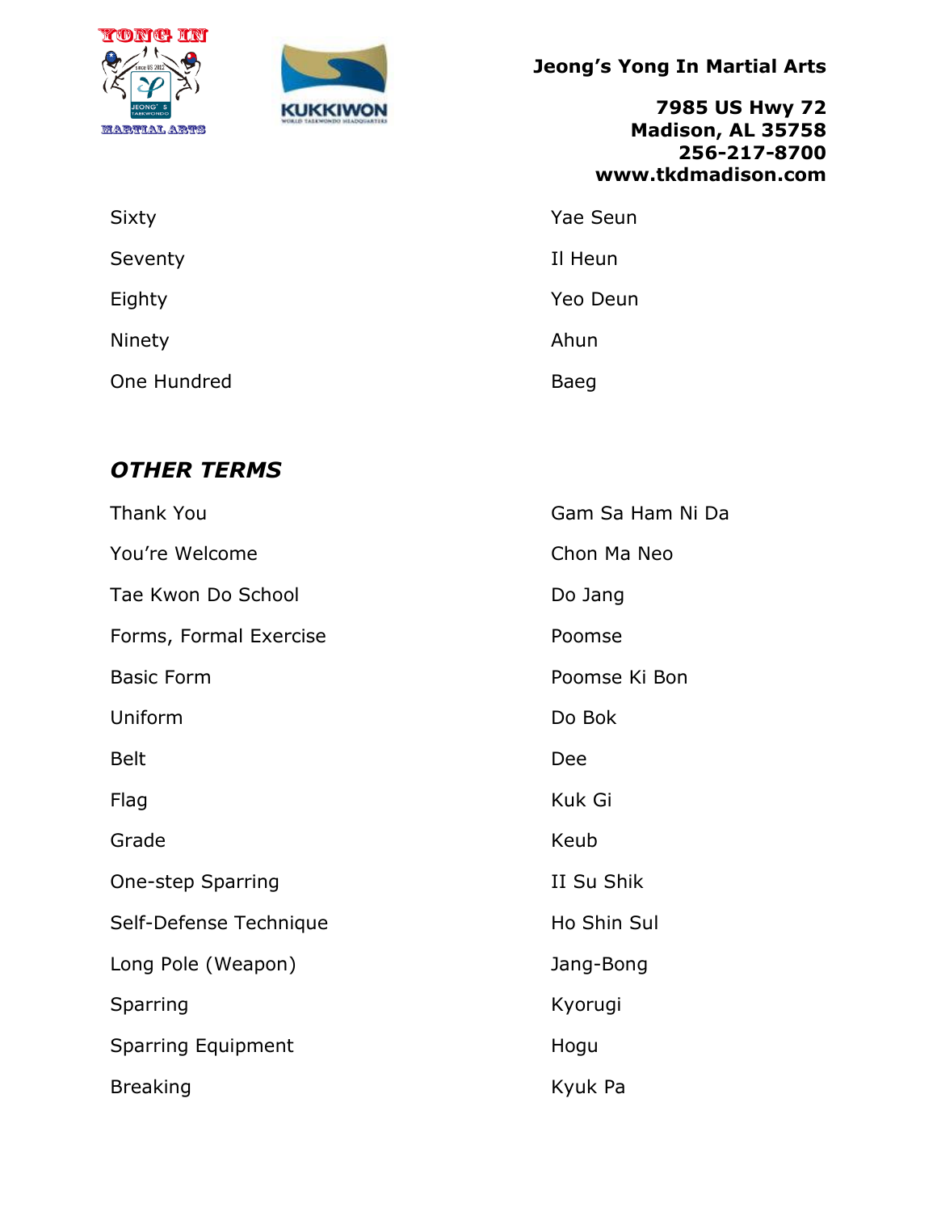| | |
|---|---|
| Sixty | Yae Seun |
| Seventy | Il Heun |
| Eighty | Yeo Deun |
| Ninety | Ahun |
| One Hundred | Baeg |

## *OTHER TERMS*

| | |
|---|---|
| Thank You | Gam Sa Ham Ni Da |
| You're Welcome | Chon Ma Neo |
| Tae Kwon Do School | Do Jang |
| Forms, Formal Exercise | Poomse |
| Basic Form | Poomse Ki Bon |
| Uniform | Do Bok |
| Belt | Dee |
| Flag | Kuk Gi |
| Grade | Keub |
| One-step Sparring | II Su Shik |
| Self-Defense Technique | Ho Shin Sul |
| Long Pole (Weapon) | Jang-Bong |
| Sparring | Kyorugi |
| Sparring Equipment | Hogu |
| Breaking | Kyuk Pa |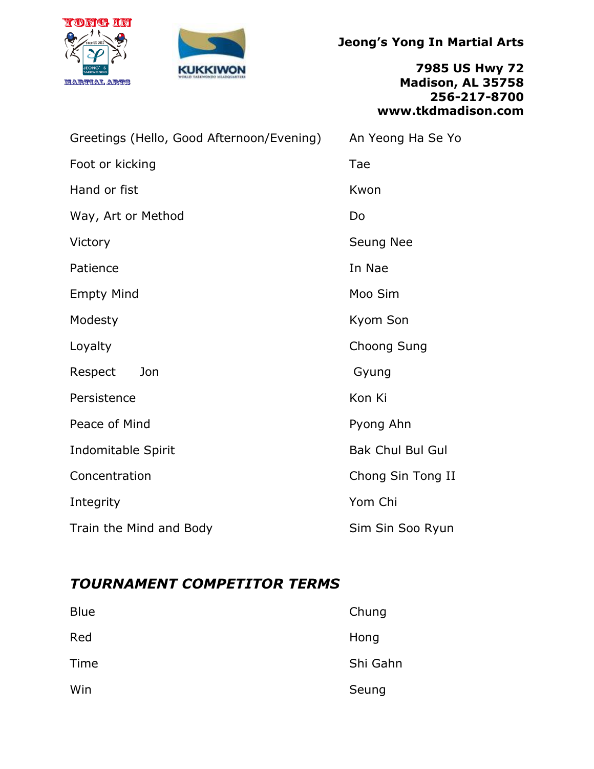**Jeong's Yong In Martial Arts**

**7985 US Hwy 72**
**Madison, AL 35758**
**256-217-8700**
**www.tkdmadison.com**

| | |
|---|---|
| Greetings (Hello, Good Afternoon/Evening) | An Yeong Ha Se Yo |
| Foot or kicking | Tae |
| Hand or fist | Kwon |
| Way, Art or Method | Do |
| Victory | Seung Nee |
| Patience | In Nae |
| Empty Mind | Moo Sim |
| Modesty | Kyom Son |
| Loyalty | Choong Sung |
| Respect Jon | Gyung |
| Persistence | Kon Ki |
| Peace of Mind | Pyong Ahn |
| Indomitable Spirit | Bak Chul Bul Gul |
| Concentration | Chong Sin Tong II |
| Integrity | Yom Chi |
| Train the Mind and Body | Sim Sin Soo Ryun |

## *TOURNAMENT COMPETITOR TERMS*

| | |
|---|---|
| Blue | Chung |
| Red | Hong |
| Time | Shi Gahn |
| Win | Seung |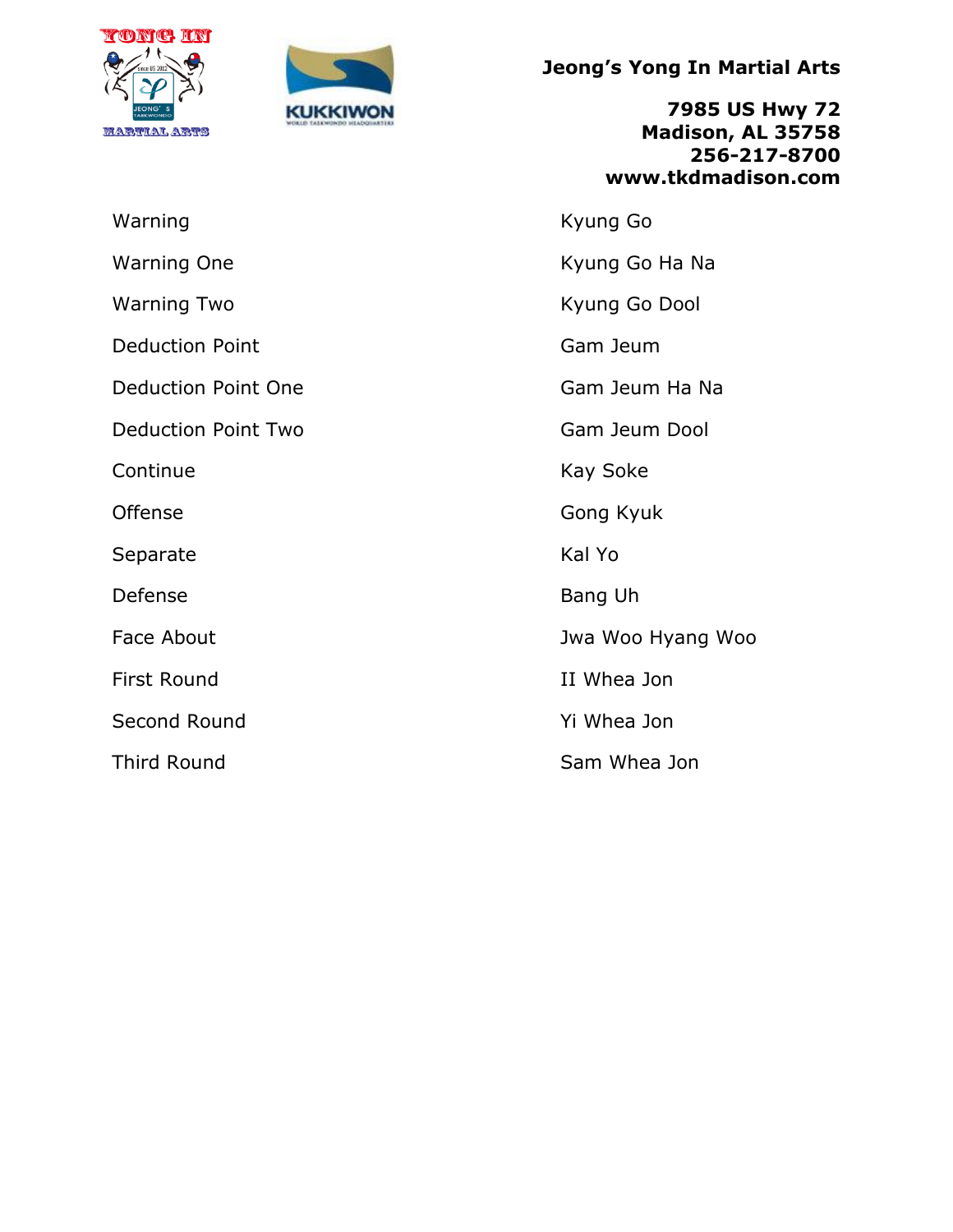**Jeong's Yong In Martial Arts**

**7985 US Hwy 72**
**Madison, AL 35758**
**256-217-8700**
**www.tkdmadison.com**

| | |
|---|---|
| Warning | Kyung Go |
| Warning One | Kyung Go Ha Na |
| Warning Two | Kyung Go Dool |
| Deduction Point | Gam Jeum |
| Deduction Point One | Gam Jeum Ha Na |
| Deduction Point Two | Gam Jeum Dool |
| Continue | Kay Soke |
| Offense | Gong Kyuk |
| Separate | Kal Yo |
| Defense | Bang Uh |
| Face About | Jwa Woo Hyang Woo |
| First Round | Il Whea Jon |
| Second Round | Yi Whea Jon |
| Third Round | Sam Whea Jon |